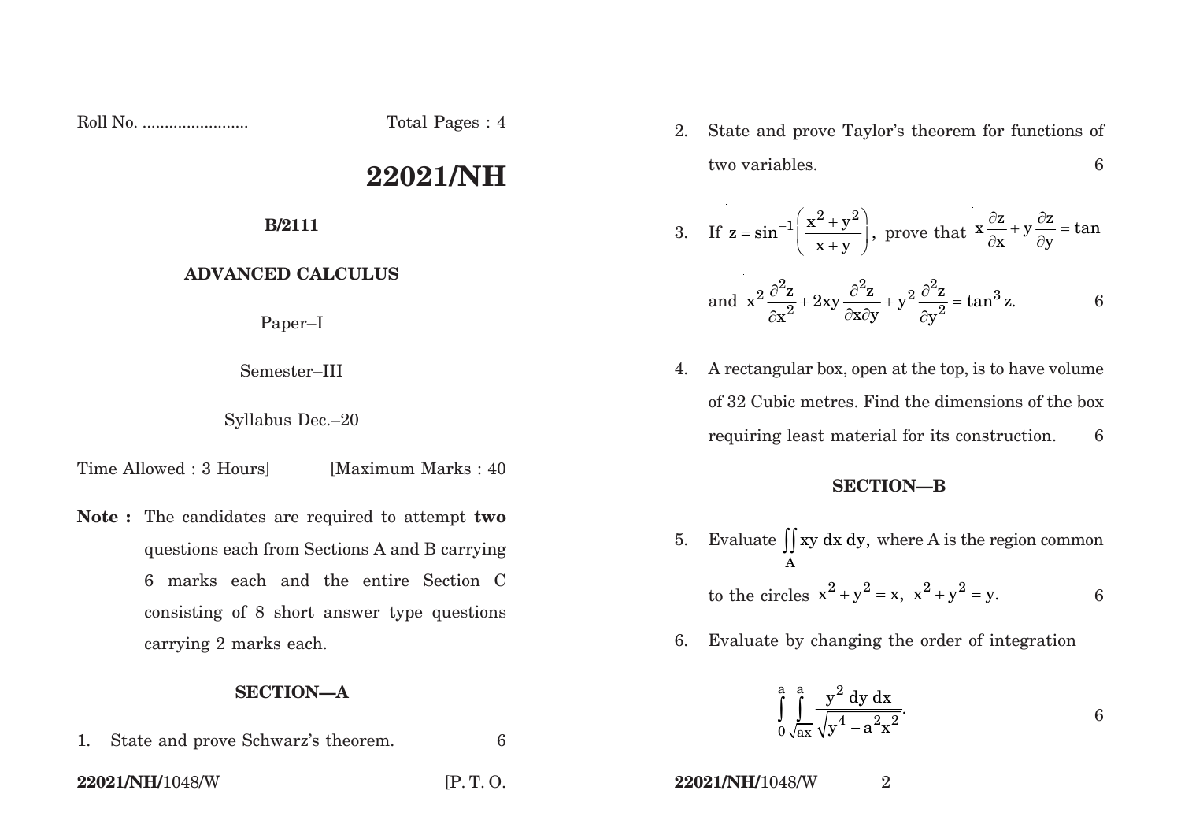Roll No. ........................ Total Pages : 4

# 22021/NH

**B/2111**

**ADVANCED CALCULUS**

Paper–I

Semester–III

Syllabus Dec.–20

Time Allowed : 3 Hours] [Maximum Marks : 40

**Note :** The candidates are required to attempt **two** questions each from Sections A and B carrying 6 marks each and the entire Section C consisting of 8 short answer type questions carrying 2 marks each.

## SECTION—A

1. State and prove Schwarz's theorem. 6

2. State and prove Taylor's theorem for functions of two variables. 6

3. If $z = \sin^{-1}\left(\frac{x^2+y^2}{x+y}\right)$, prove that $x\frac{\partial z}{\partial x} + y\frac{\partial z}{\partial y} = \tan$ and $x^2\frac{\partial^2 z}{\partial x^2} + 2xy\frac{\partial^2 z}{\partial x \partial y} + y^2\frac{\partial^2 z}{\partial y^2} = \tan^3 z.$ 6

4. A rectangular box, open at the top, is to have volume of 32 Cubic metres. Find the dimensions of the box requiring least material for its construction. 6

## SECTION—B

5. Evaluate $\iint\limits_A xy \, dx \, dy$, where A is the region common to the circles $x^2 + y^2 = x,\ x^2 + y^2 = y.$ 6

6. Evaluate by changing the order of integration

$$\int_0^a \int_{\sqrt{ax}}^a \frac{y^2 \, dy \, dx}{\sqrt{y^4 - a^2x^2}}.$$ 6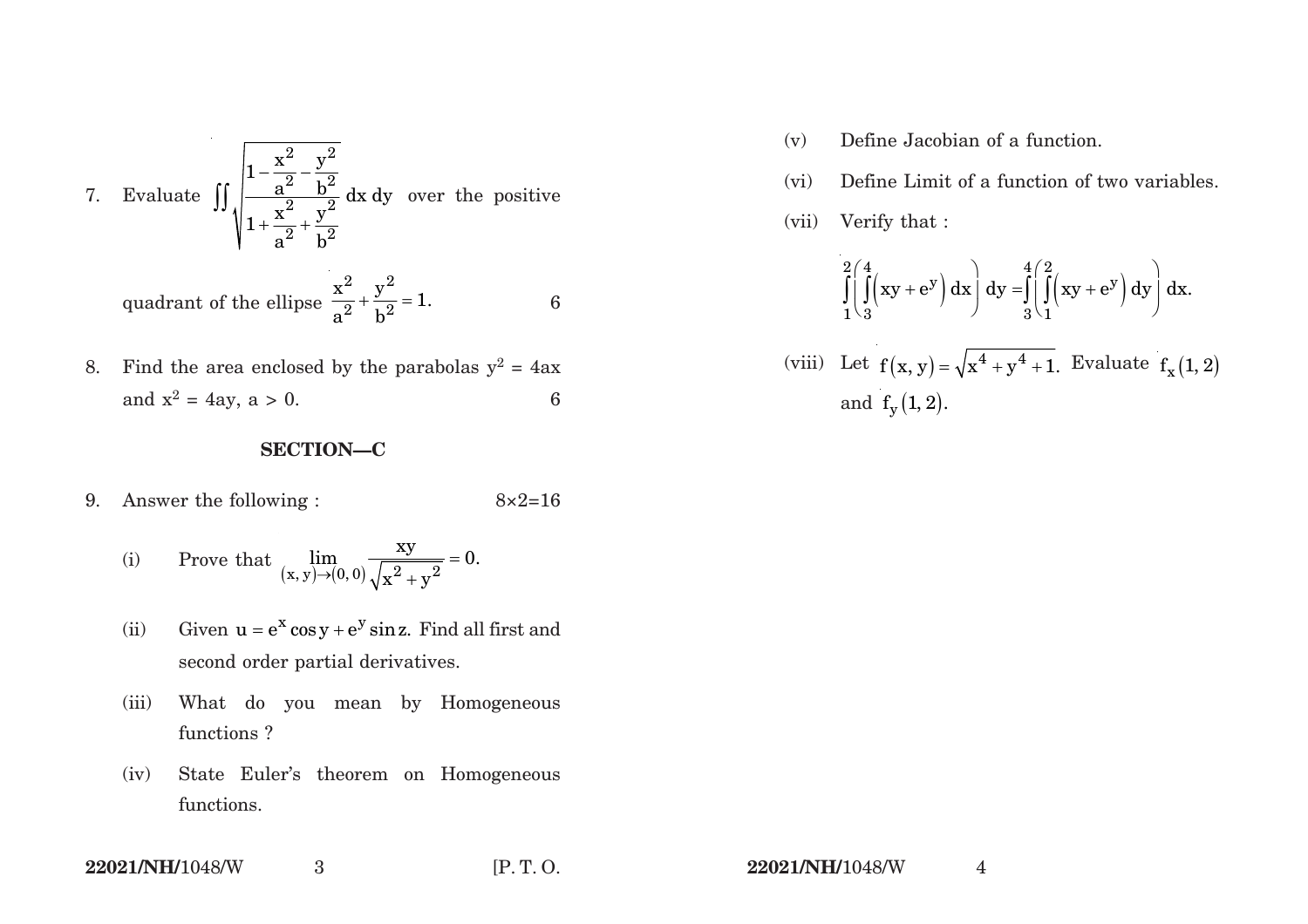7. Evaluate $\iint \sqrt{\dfrac{1-\dfrac{x^2}{a^2}-\dfrac{y^2}{b^2}}{1+\dfrac{x^2}{a^2}+\dfrac{y^2}{b^2}}}\, dx\, dy$ over the positive quadrant of the ellipse $\dfrac{x^2}{a^2}+\dfrac{y^2}{b^2}=1.$ 6

8. Find the area enclosed by the parabolas $y^2 = 4ax$ and $x^2 = 4ay$, $a > 0$. 6

## SECTION—C

9. Answer the following : 8×2=16

   (i) Prove that $\displaystyle\lim_{(x,\,y)\to(0,\,0)} \frac{xy}{\sqrt{x^2+y^2}} = 0.$

   (ii) Given $u = e^x \cos y + e^y \sin z$. Find all first and second order partial derivatives.

   (iii) What do you mean by Homogeneous functions ?

   (iv) State Euler's theorem on Homogeneous functions.

   (v) Define Jacobian of a function.

   (vi) Define Limit of a function of two variables.

   (vii) Verify that :

   $$\int_1^2\left(\int_3^4\left(xy+e^y\right)dx\right)dy = \int_3^4\left(\int_1^2\left(xy+e^y\right)dy\right)dx.$$

   (viii) Let $f(x, y) = \sqrt{x^4 + y^4 + 1}$. Evaluate $f_x(1, 2)$ and $f_y(1, 2)$.